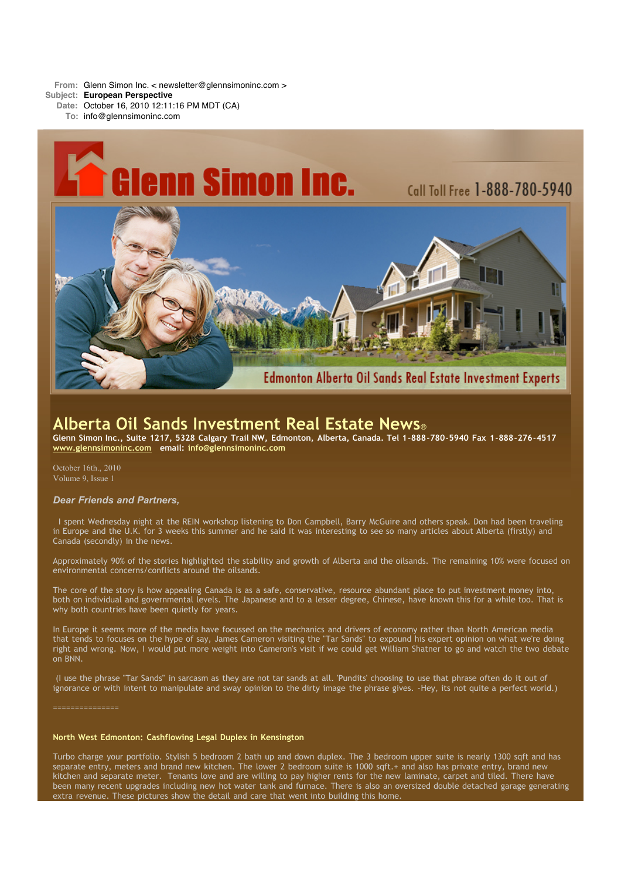**From:** Glenn Simon Inc. < newsletter@glennsimoninc.com >
**Subject:** **European Perspective**
**Date:** October 16, 2010 12:11:16 PM MDT (CA)
**To:** info@glennsimoninc.com

Glenn Simon Inc.

Call Toll Free 1-888-780-5940

Edmonton Alberta Oil Sands Real Estate Investment Experts

# Alberta Oil Sands Investment Real Estate News®

**Glenn Simon Inc., Suite 1217, 5328 Calgary Trail NW, Edmonton, Alberta, Canada. Tel 1-888-780-5940 Fax 1-888-276-4517**
**www.glennsimoninc.com email: info@glennsimoninc.com**

October 16th., 2010
Volume 9, Issue 1

***Dear Friends and Partners,***

I spent Wednesday night at the REIN workshop listening to Don Campbell, Barry McGuire and others speak. Don had been traveling in Europe and the U.K. for 3 weeks this summer and he said it was interesting to see so many articles about Alberta (firstly) and Canada (secondly) in the news.

Approximately 90% of the stories highlighted the stability and growth of Alberta and the oilsands. The remaining 10% were focused on environmental concerns/conflicts around the oilsands.

The core of the story is how appealing Canada is as a safe, conservative, resource abundant place to put investment money into, both on individual and governmental levels. The Japanese and to a lesser degree, Chinese, have known this for a while too. That is why both countries have been quietly for years.

In Europe it seems more of the media have focussed on the mechanics and drivers of economy rather than North American media that tends to focuses on the hype of say, James Cameron visiting the "Tar Sands" to expound his expert opinion on what we're doing right and wrong. Now, I would put more weight into Cameron's visit if we could get William Shatner to go and watch the two debate on BNN.

(I use the phrase "Tar Sands" in sarcasm as they are not tar sands at all. 'Pundits' choosing to use that phrase often do it out of ignorance or with intent to manipulate and sway opinion to the dirty image the phrase gives. -Hey, its not quite a perfect world.)

===============

**North West Edmonton: Cashflowing Legal Duplex in Kensington**

Turbo charge your portfolio. Stylish 5 bedroom 2 bath up and down duplex. The 3 bedroom upper suite is nearly 1300 sqft and has separate entry, meters and brand new kitchen. The lower 2 bedroom suite is 1000 sqft.+ and also has private entry, brand new kitchen and separate meter. Tenants love and are willing to pay higher rents for the new laminate, carpet and tiled. There have been many recent upgrades including new hot water tank and furnace. There is also an oversized double detached garage generating extra revenue. These pictures show the detail and care that went into building this home.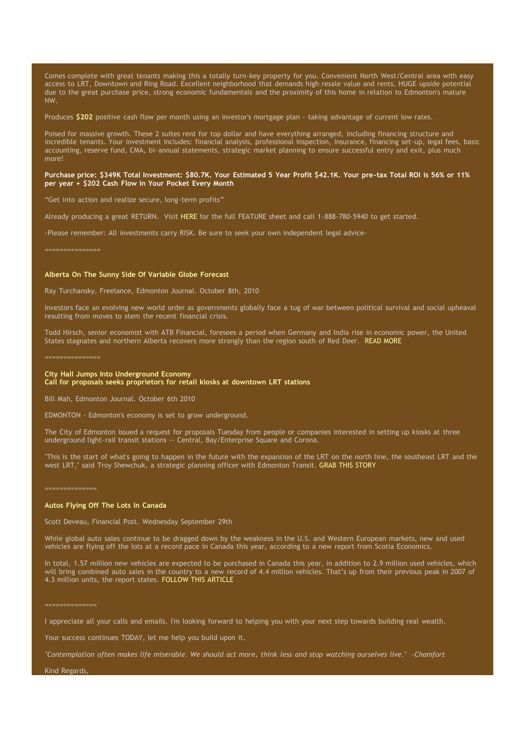Comes complete with great tenants making this a totally turn-key property for you. Convenient North West/Central area with easy access to LRT, Downtown and Ring Road. Excellent neighborhood that demands high resale value and rents. HUGE upside potential due to the great purchase price, strong economic fundamentals and the proximity of this home in relation to Edmonton's mature NW.

Produces **$202** positive cash flow per month using an investor's mortgage plan - taking advantage of current low rates.

Poised for massive growth. These 2 suites rent for top dollar and have everything arranged, including financing structure and incredible tenants. Your investment includes: financial analysis, professional inspection, insurance, financing set-up, legal fees, basic accounting, reserve fund, CMA, bi-annual statements, strategic market planning to ensure successful entry and exit, plus much more!

**Purchase price: $349K Total Investment: $80.7K. Your Estimated 5 Year Profit $42.1K. Your pre-tax Total ROI is 56% or 11% per year + $202 Cash Flow in Your Pocket Every Month**

"Get into action and realize secure, long-term profits"

Already producing a great RETURN. Visit HERE for the full FEATURE sheet and call 1-888-780-5940 to get started.

-Please remember: All investments carry RISK. Be sure to seek your own independent legal advice-

===============

**Alberta On The Sunny Side Of Variable Globe Forecast**

Ray Turchansky, Freelance, Edmonton Journal. October 8th, 2010

Investors face an evolving new world order as governments globally face a tug of war between political survival and social upheaval resulting from moves to stem the recent financial crisis.

Todd Hirsch, senior economist with ATB Financial, foresees a period when Germany and India rise in economic power, the United States stagnates and northern Alberta recovers more strongly than the region south of Red Deer. READ MORE

===============

**City Hall Jumps Into Underground Economy**
**Call for proposals seeks proprietors for retail kiosks at downtown LRT stations**

Bill Mah, Edmonton Journal. October 6th 2010

EDMONTON - Edmonton's economy is set to grow underground.

The City of Edmonton issued a request for proposals Tuesday from people or companies interested in setting up kiosks at three underground light-rail transit stations -- Central, Bay/Enterprise Square and Corona.

"This is the start of what's going to happen in the future with the expansion of the LRT on the north line, the southeast LRT and the west LRT," said Troy Shewchuk, a strategic planning officer with Edmonton Transit. GRAB THIS STORY

==============

**Autos Flying Off The Lots In Canada**

Scott Deveau, Financial Post. Wednesday September 29th

While global auto sales continue to be dragged down by the weakness in the U.S. and Western European markets, new and used vehicles are flying off the lots at a record pace in Canada this year, according to a new report from Scotia Economics.

In total, 1.57 million new vehicles are expected to be purchased in Canada this year, in addition to 2.9 million used vehicles, which will bring combined auto sales in the country to a new record of 4.4 million vehicles. That's up from their previous peak in 2007 of 4.3 million units, the report states. FOLLOW THIS ARTICLE

==============

I appreciate all your calls and emails. I'm looking forward to helping you with your next step towards building real wealth.

Your success continues TODAY, let me help you build upon it.

*"Contemplation often makes life miserable. We should act more, think less and stop watching ourselves live." -Chamfort*

Kind Regards,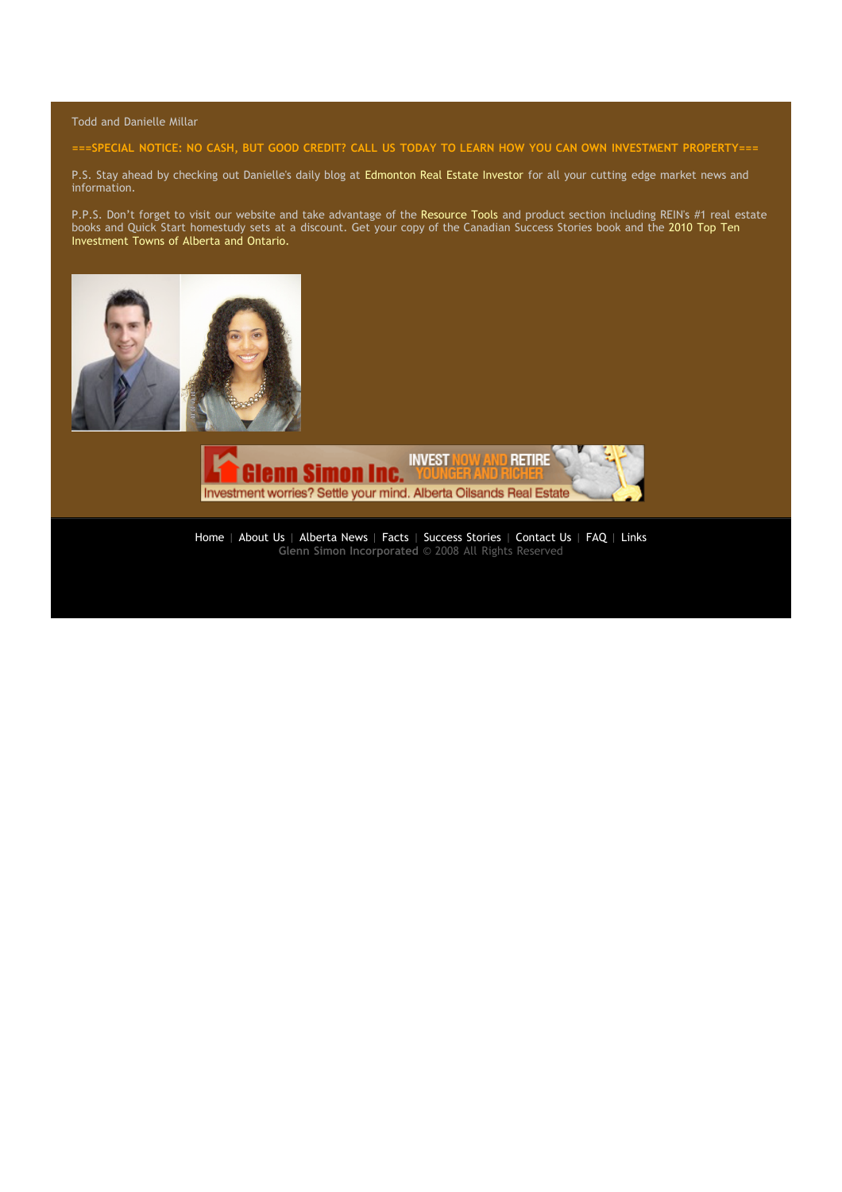Todd and Danielle Millar

**===SPECIAL NOTICE: NO CASH, BUT GOOD CREDIT? CALL US TODAY TO LEARN HOW YOU CAN OWN INVESTMENT PROPERTY===**

P.S. Stay ahead by checking out Danielle's daily blog at Edmonton Real Estate Investor for all your cutting edge market news and information.

P.P.S. Don't forget to visit our website and take advantage of the Resource Tools and product section including REIN's #1 real estate books and Quick Start homestudy sets at a discount. Get your copy of the Canadian Success Stories book and the 2010 Top Ten Investment Towns of Alberta and Ontario.

Home | About Us | Alberta News | Facts | Success Stories | Contact Us | FAQ | Links

**Glenn Simon Incorporated** © 2008 All Rights Reserved